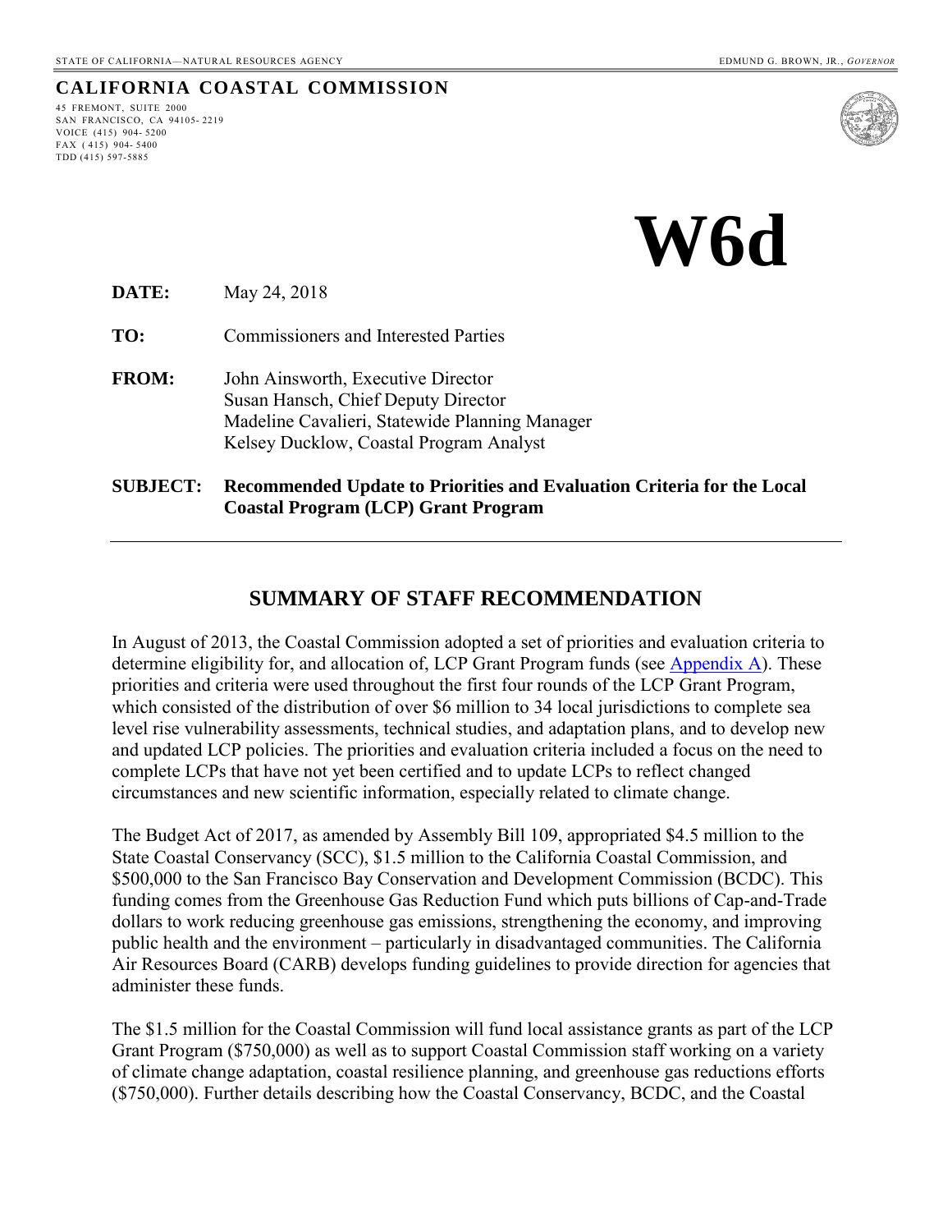STATE OF CALIFORNIA—NATURAL RESOURCES AGENCY

EDMUND G. BROWN, JR., *GOVERNOR*

**CALIFORNIA COASTAL COMMISSION**

45 FREMONT, SUITE 2000
SAN FRANCISCO, CA 94105-2219
VOICE (415) 904-5200
FAX (415) 904-5400
TDD (415) 597-5885

# W6d

**DATE:** May 24, 2018

**TO:** Commissioners and Interested Parties

**FROM:** John Ainsworth, Executive Director
Susan Hansch, Chief Deputy Director
Madeline Cavalieri, Statewide Planning Manager
Kelsey Ducklow, Coastal Program Analyst

**SUBJECT: Recommended Update to Priorities and Evaluation Criteria for the Local Coastal Program (LCP) Grant Program**

## SUMMARY OF STAFF RECOMMENDATION

In August of 2013, the Coastal Commission adopted a set of priorities and evaluation criteria to determine eligibility for, and allocation of, LCP Grant Program funds (see Appendix A). These priorities and criteria were used throughout the first four rounds of the LCP Grant Program, which consisted of the distribution of over $6 million to 34 local jurisdictions to complete sea level rise vulnerability assessments, technical studies, and adaptation plans, and to develop new and updated LCP policies. The priorities and evaluation criteria included a focus on the need to complete LCPs that have not yet been certified and to update LCPs to reflect changed circumstances and new scientific information, especially related to climate change.

The Budget Act of 2017, as amended by Assembly Bill 109, appropriated $4.5 million to the State Coastal Conservancy (SCC), $1.5 million to the California Coastal Commission, and $500,000 to the San Francisco Bay Conservation and Development Commission (BCDC). This funding comes from the Greenhouse Gas Reduction Fund which puts billions of Cap-and-Trade dollars to work reducing greenhouse gas emissions, strengthening the economy, and improving public health and the environment – particularly in disadvantaged communities. The California Air Resources Board (CARB) develops funding guidelines to provide direction for agencies that administer these funds.

The $1.5 million for the Coastal Commission will fund local assistance grants as part of the LCP Grant Program ($750,000) as well as to support Coastal Commission staff working on a variety of climate change adaptation, coastal resilience planning, and greenhouse gas reductions efforts ($750,000). Further details describing how the Coastal Conservancy, BCDC, and the Coastal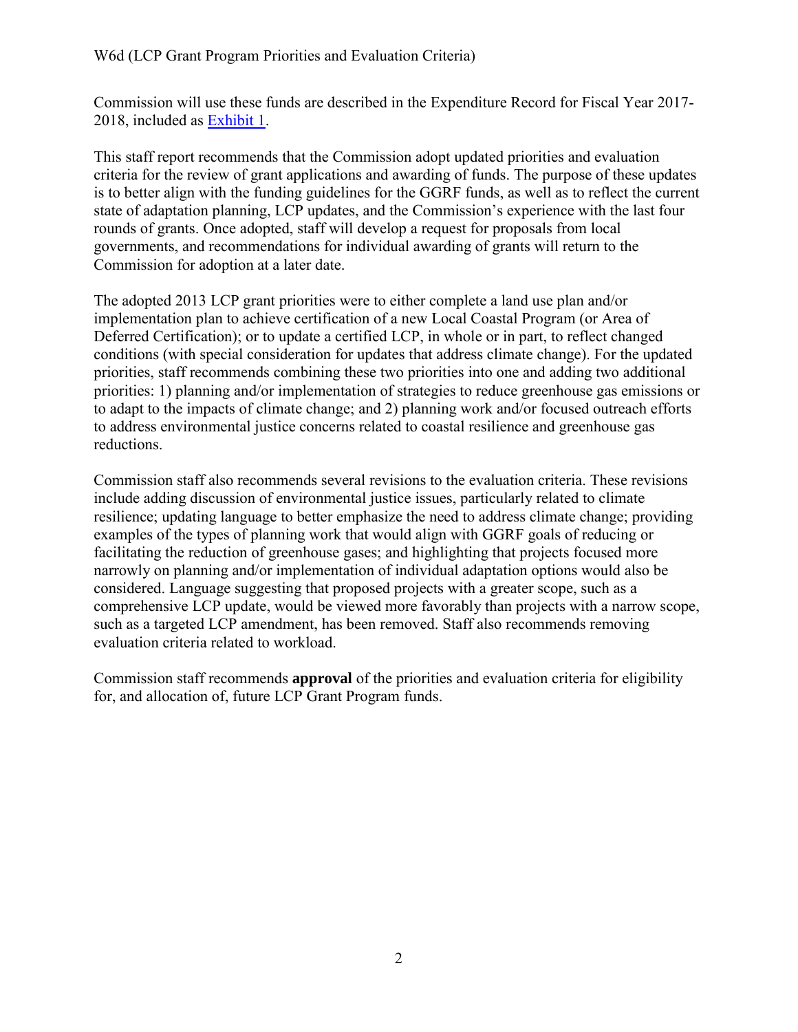Commission will use these funds are described in the Expenditure Record for Fiscal Year 2017-2018, included as Exhibit 1.

This staff report recommends that the Commission adopt updated priorities and evaluation criteria for the review of grant applications and awarding of funds. The purpose of these updates is to better align with the funding guidelines for the GGRF funds, as well as to reflect the current state of adaptation planning, LCP updates, and the Commission's experience with the last four rounds of grants. Once adopted, staff will develop a request for proposals from local governments, and recommendations for individual awarding of grants will return to the Commission for adoption at a later date.

The adopted 2013 LCP grant priorities were to either complete a land use plan and/or implementation plan to achieve certification of a new Local Coastal Program (or Area of Deferred Certification); or to update a certified LCP, in whole or in part, to reflect changed conditions (with special consideration for updates that address climate change). For the updated priorities, staff recommends combining these two priorities into one and adding two additional priorities: 1) planning and/or implementation of strategies to reduce greenhouse gas emissions or to adapt to the impacts of climate change; and 2) planning work and/or focused outreach efforts to address environmental justice concerns related to coastal resilience and greenhouse gas reductions.

Commission staff also recommends several revisions to the evaluation criteria. These revisions include adding discussion of environmental justice issues, particularly related to climate resilience; updating language to better emphasize the need to address climate change; providing examples of the types of planning work that would align with GGRF goals of reducing or facilitating the reduction of greenhouse gases; and highlighting that projects focused more narrowly on planning and/or implementation of individual adaptation options would also be considered. Language suggesting that proposed projects with a greater scope, such as a comprehensive LCP update, would be viewed more favorably than projects with a narrow scope, such as a targeted LCP amendment, has been removed. Staff also recommends removing evaluation criteria related to workload.

Commission staff recommends **approval** of the priorities and evaluation criteria for eligibility for, and allocation of, future LCP Grant Program funds.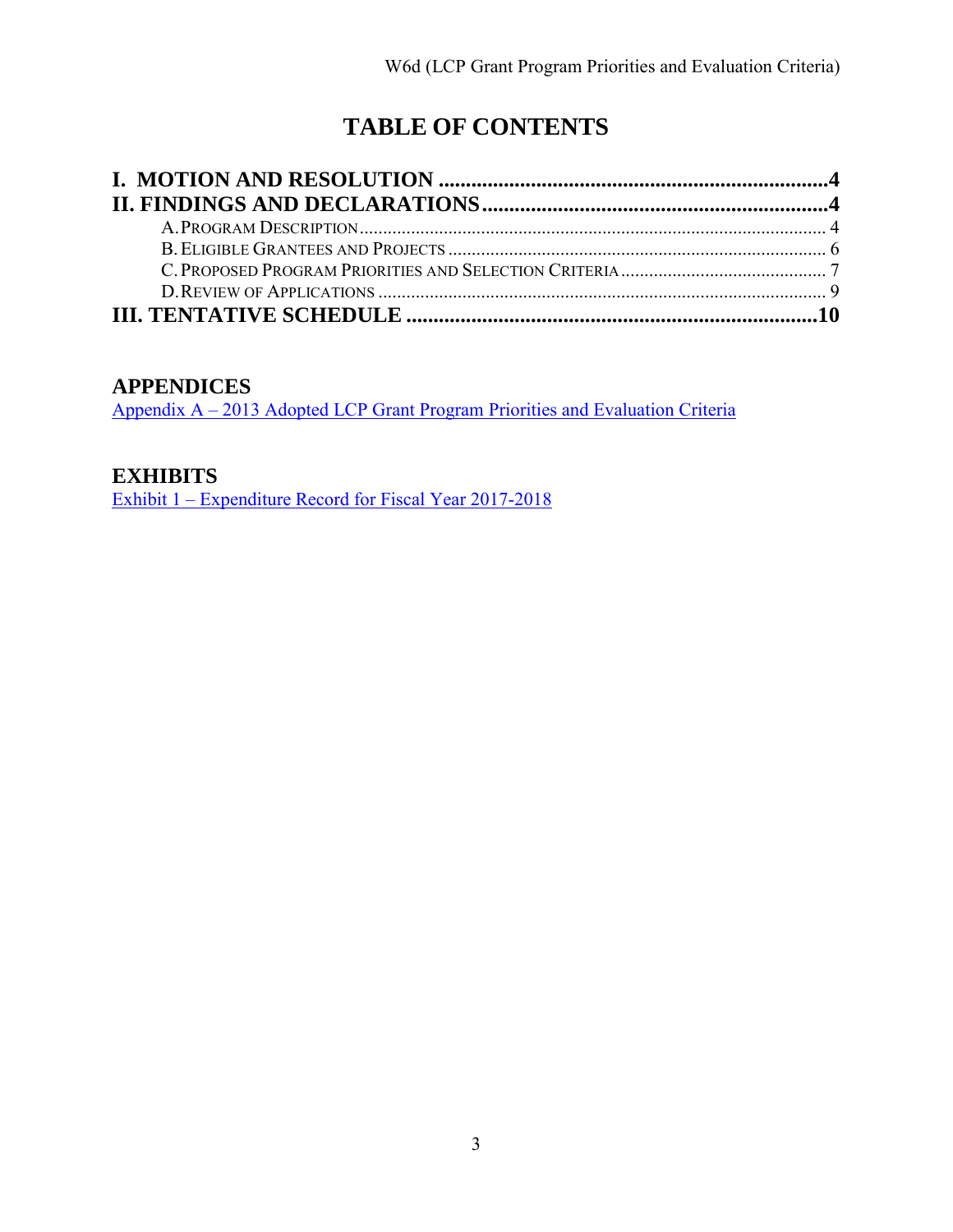# TABLE OF CONTENTS

**I. MOTION AND RESOLUTION ........................................................................4**

**II. FINDINGS AND DECLARATIONS ................................................................4**

A. PROGRAM DESCRIPTION ........................................................................ 4

B. ELIGIBLE GRANTEES AND PROJECTS ........................................................ 6

C. PROPOSED PROGRAM PRIORITIES AND SELECTION CRITERIA ........................ 7

D. REVIEW OF APPLICATIONS ..................................................................... 9

**III. TENTATIVE SCHEDULE ..........................................................................10**

## APPENDICES

Appendix A – 2013 Adopted LCP Grant Program Priorities and Evaluation Criteria

## EXHIBITS

Exhibit 1 – Expenditure Record for Fiscal Year 2017-2018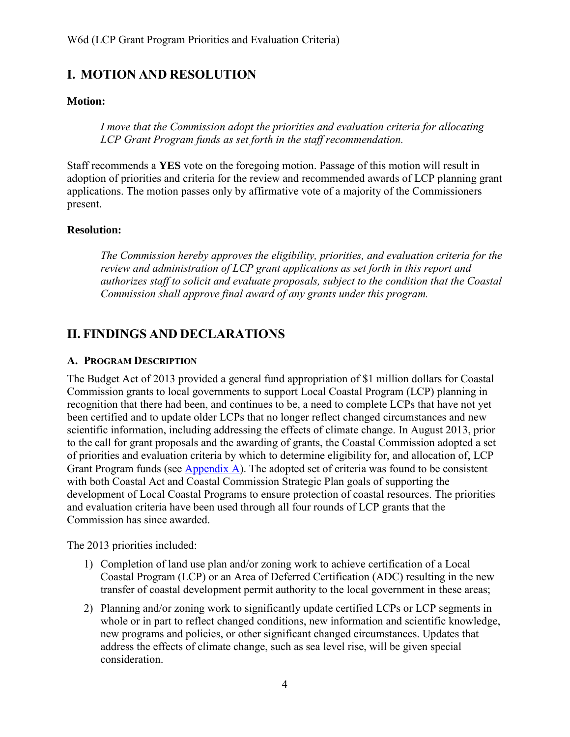# I. MOTION AND RESOLUTION

**Motion:**

> *I move that the Commission adopt the priorities and evaluation criteria for allocating LCP Grant Program funds as set forth in the staff recommendation.*

Staff recommends a **YES** vote on the foregoing motion. Passage of this motion will result in adoption of priorities and criteria for the review and recommended awards of LCP planning grant applications. The motion passes only by affirmative vote of a majority of the Commissioners present.

**Resolution:**

> *The Commission hereby approves the eligibility, priorities, and evaluation criteria for the review and administration of LCP grant applications as set forth in this report and authorizes staff to solicit and evaluate proposals, subject to the condition that the Coastal Commission shall approve final award of any grants under this program.*

# II. FINDINGS AND DECLARATIONS

### A. PROGRAM DESCRIPTION

The Budget Act of 2013 provided a general fund appropriation of $1 million dollars for Coastal Commission grants to local governments to support Local Coastal Program (LCP) planning in recognition that there had been, and continues to be, a need to complete LCPs that have not yet been certified and to update older LCPs that no longer reflect changed circumstances and new scientific information, including addressing the effects of climate change. In August 2013, prior to the call for grant proposals and the awarding of grants, the Coastal Commission adopted a set of priorities and evaluation criteria by which to determine eligibility for, and allocation of, LCP Grant Program funds (see Appendix A). The adopted set of criteria was found to be consistent with both Coastal Act and Coastal Commission Strategic Plan goals of supporting the development of Local Coastal Programs to ensure protection of coastal resources. The priorities and evaluation criteria have been used through all four rounds of LCP grants that the Commission has since awarded.

The 2013 priorities included:

1) Completion of land use plan and/or zoning work to achieve certification of a Local Coastal Program (LCP) or an Area of Deferred Certification (ADC) resulting in the new transfer of coastal development permit authority to the local government in these areas;
2) Planning and/or zoning work to significantly update certified LCPs or LCP segments in whole or in part to reflect changed conditions, new information and scientific knowledge, new programs and policies, or other significant changed circumstances. Updates that address the effects of climate change, such as sea level rise, will be given special consideration.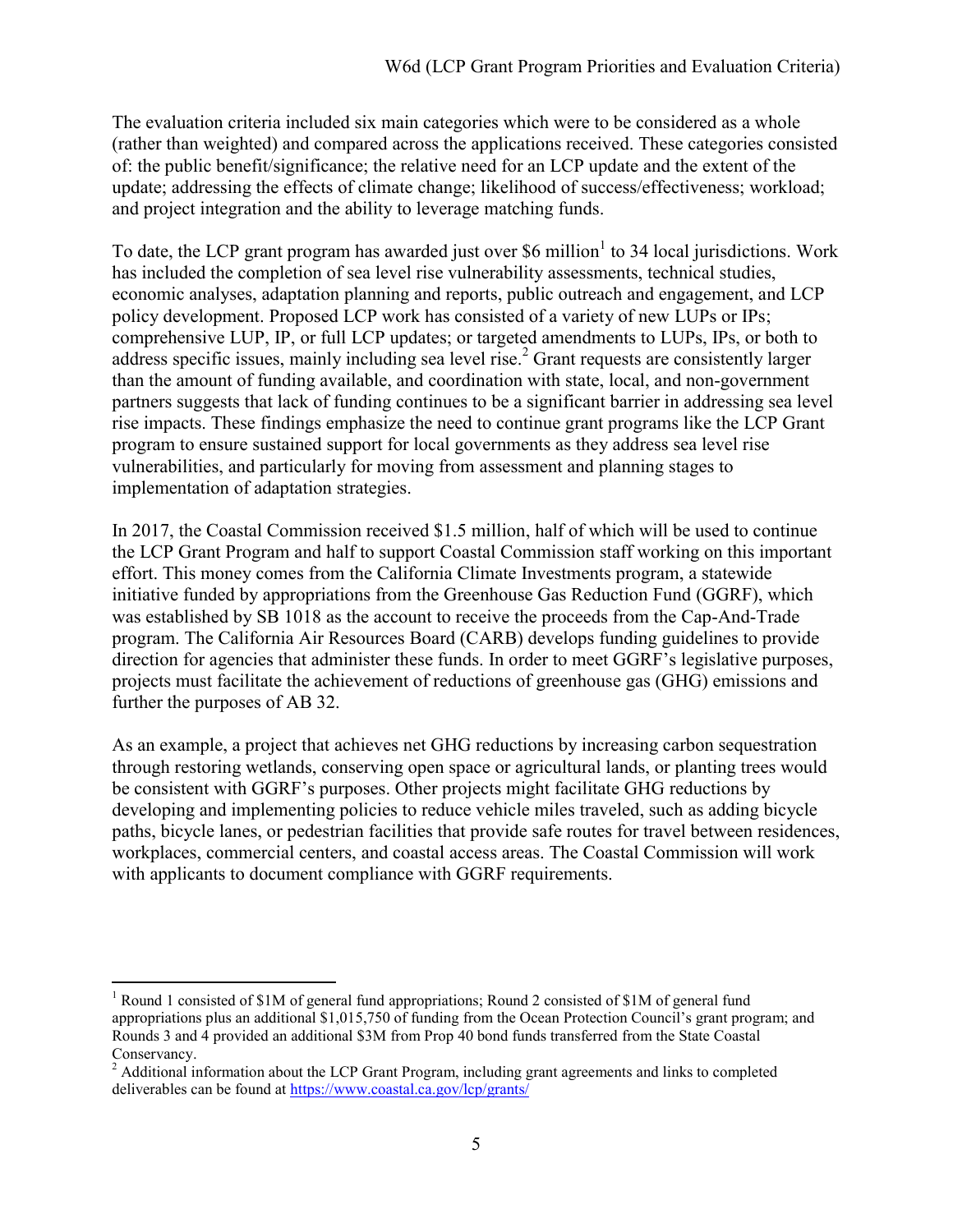The evaluation criteria included six main categories which were to be considered as a whole (rather than weighted) and compared across the applications received. These categories consisted of: the public benefit/significance; the relative need for an LCP update and the extent of the update; addressing the effects of climate change; likelihood of success/effectiveness; workload; and project integration and the ability to leverage matching funds.

To date, the LCP grant program has awarded just over $6 million[1] to 34 local jurisdictions. Work has included the completion of sea level rise vulnerability assessments, technical studies, economic analyses, adaptation planning and reports, public outreach and engagement, and LCP policy development. Proposed LCP work has consisted of a variety of new LUPs or IPs; comprehensive LUP, IP, or full LCP updates; or targeted amendments to LUPs, IPs, or both to address specific issues, mainly including sea level rise.[2] Grant requests are consistently larger than the amount of funding available, and coordination with state, local, and non-government partners suggests that lack of funding continues to be a significant barrier in addressing sea level rise impacts. These findings emphasize the need to continue grant programs like the LCP Grant program to ensure sustained support for local governments as they address sea level rise vulnerabilities, and particularly for moving from assessment and planning stages to implementation of adaptation strategies.

In 2017, the Coastal Commission received $1.5 million, half of which will be used to continue the LCP Grant Program and half to support Coastal Commission staff working on this important effort. This money comes from the California Climate Investments program, a statewide initiative funded by appropriations from the Greenhouse Gas Reduction Fund (GGRF), which was established by SB 1018 as the account to receive the proceeds from the Cap-And-Trade program. The California Air Resources Board (CARB) develops funding guidelines to provide direction for agencies that administer these funds. In order to meet GGRF's legislative purposes, projects must facilitate the achievement of reductions of greenhouse gas (GHG) emissions and further the purposes of AB 32.

As an example, a project that achieves net GHG reductions by increasing carbon sequestration through restoring wetlands, conserving open space or agricultural lands, or planting trees would be consistent with GGRF's purposes. Other projects might facilitate GHG reductions by developing and implementing policies to reduce vehicle miles traveled, such as adding bicycle paths, bicycle lanes, or pedestrian facilities that provide safe routes for travel between residences, workplaces, commercial centers, and coastal access areas. The Coastal Commission will work with applicants to document compliance with GGRF requirements.

---

[1] Round 1 consisted of $1M of general fund appropriations; Round 2 consisted of $1M of general fund appropriations plus an additional $1,015,750 of funding from the Ocean Protection Council's grant program; and Rounds 3 and 4 provided an additional $3M from Prop 40 bond funds transferred from the State Coastal Conservancy.

[2] Additional information about the LCP Grant Program, including grant agreements and links to completed deliverables can be found at https://www.coastal.ca.gov/lcp/grants/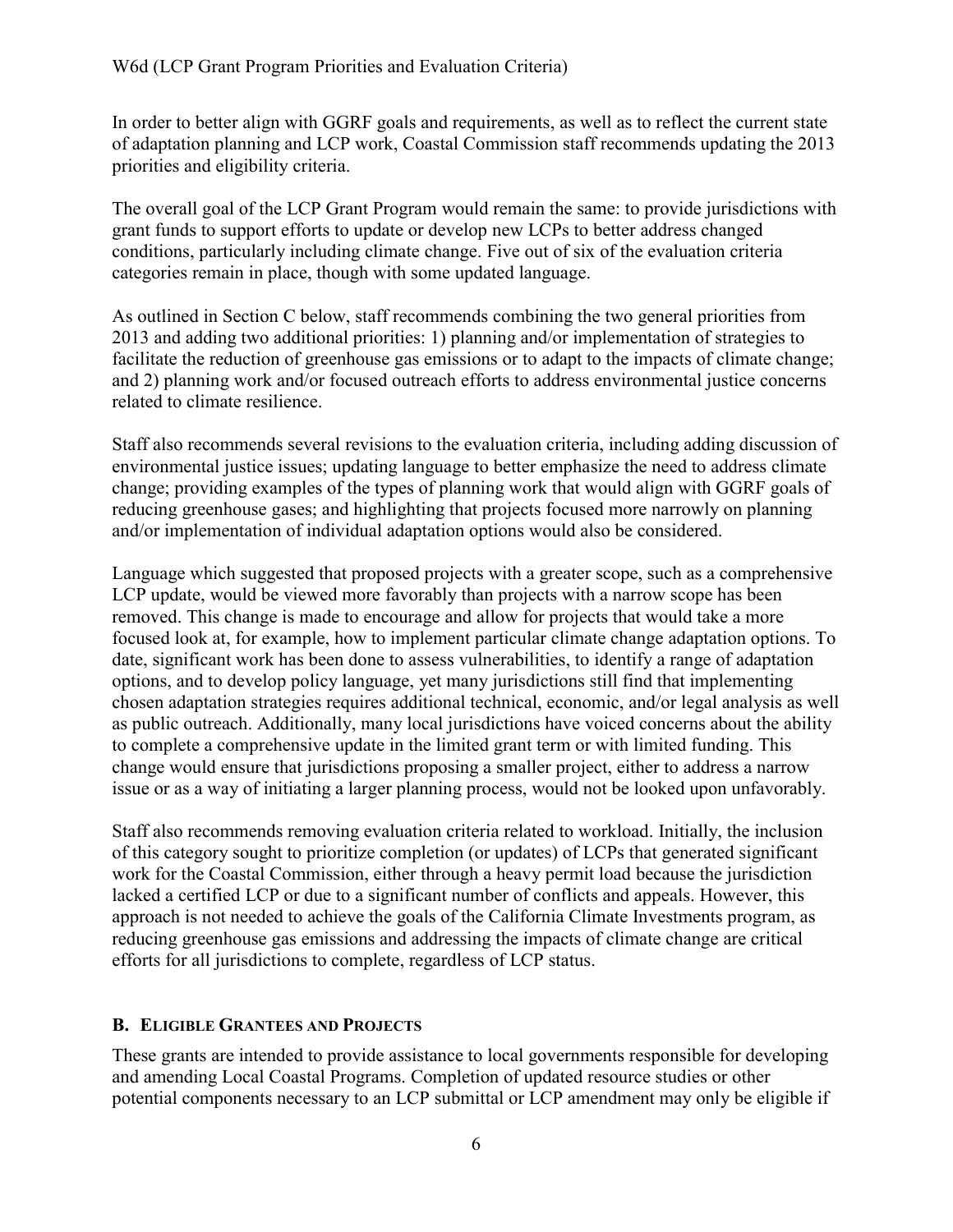In order to better align with GGRF goals and requirements, as well as to reflect the current state of adaptation planning and LCP work, Coastal Commission staff recommends updating the 2013 priorities and eligibility criteria.

The overall goal of the LCP Grant Program would remain the same: to provide jurisdictions with grant funds to support efforts to update or develop new LCPs to better address changed conditions, particularly including climate change. Five out of six of the evaluation criteria categories remain in place, though with some updated language.

As outlined in Section C below, staff recommends combining the two general priorities from 2013 and adding two additional priorities: 1) planning and/or implementation of strategies to facilitate the reduction of greenhouse gas emissions or to adapt to the impacts of climate change; and 2) planning work and/or focused outreach efforts to address environmental justice concerns related to climate resilience.

Staff also recommends several revisions to the evaluation criteria, including adding discussion of environmental justice issues; updating language to better emphasize the need to address climate change; providing examples of the types of planning work that would align with GGRF goals of reducing greenhouse gases; and highlighting that projects focused more narrowly on planning and/or implementation of individual adaptation options would also be considered.

Language which suggested that proposed projects with a greater scope, such as a comprehensive LCP update, would be viewed more favorably than projects with a narrow scope has been removed. This change is made to encourage and allow for projects that would take a more focused look at, for example, how to implement particular climate change adaptation options. To date, significant work has been done to assess vulnerabilities, to identify a range of adaptation options, and to develop policy language, yet many jurisdictions still find that implementing chosen adaptation strategies requires additional technical, economic, and/or legal analysis as well as public outreach. Additionally, many local jurisdictions have voiced concerns about the ability to complete a comprehensive update in the limited grant term or with limited funding. This change would ensure that jurisdictions proposing a smaller project, either to address a narrow issue or as a way of initiating a larger planning process, would not be looked upon unfavorably.

Staff also recommends removing evaluation criteria related to workload. Initially, the inclusion of this category sought to prioritize completion (or updates) of LCPs that generated significant work for the Coastal Commission, either through a heavy permit load because the jurisdiction lacked a certified LCP or due to a significant number of conflicts and appeals. However, this approach is not needed to achieve the goals of the California Climate Investments program, as reducing greenhouse gas emissions and addressing the impacts of climate change are critical efforts for all jurisdictions to complete, regardless of LCP status.

## B. Eligible Grantees and Projects

These grants are intended to provide assistance to local governments responsible for developing and amending Local Coastal Programs. Completion of updated resource studies or other potential components necessary to an LCP submittal or LCP amendment may only be eligible if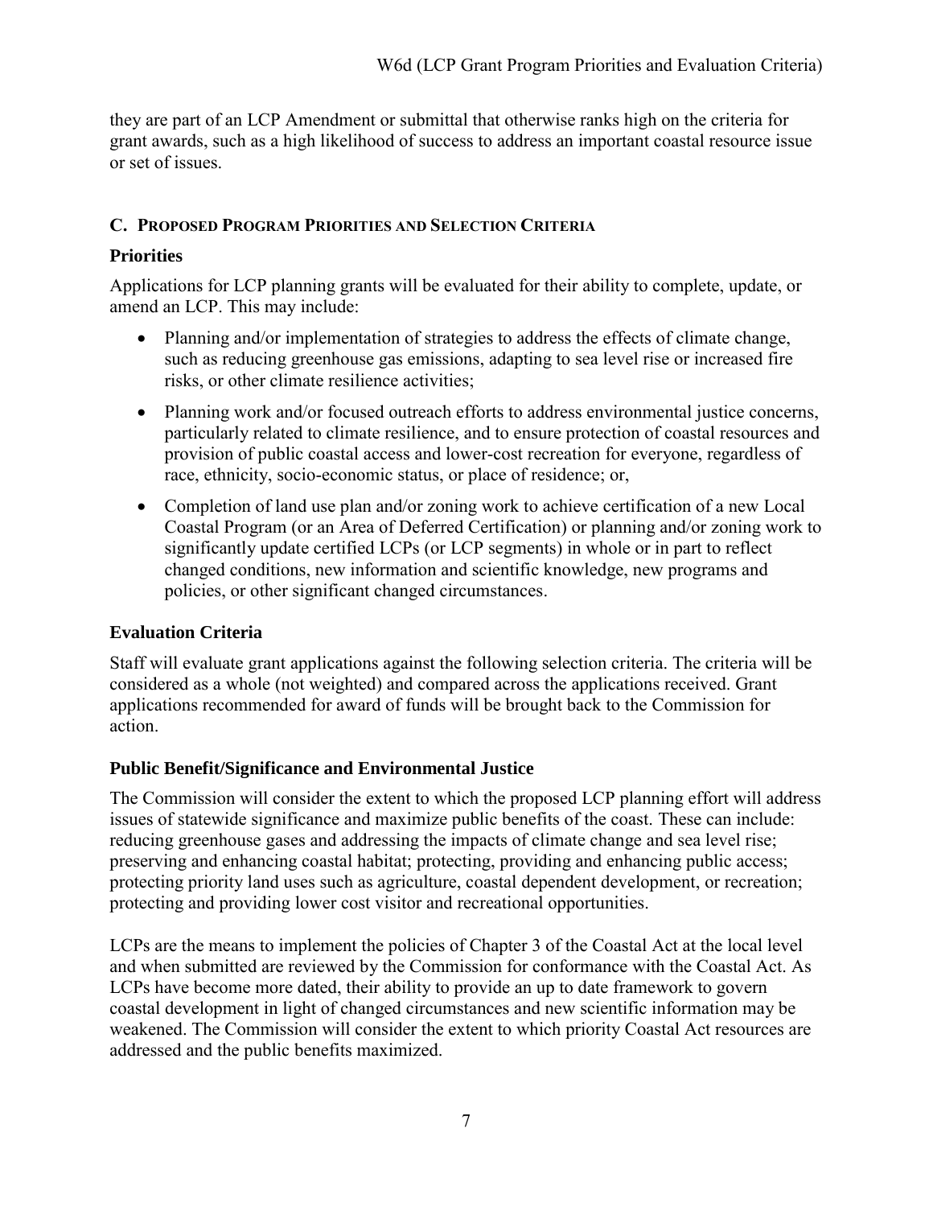they are part of an LCP Amendment or submittal that otherwise ranks high on the criteria for grant awards, such as a high likelihood of success to address an important coastal resource issue or set of issues.

## C. Proposed Program Priorities and Selection Criteria

### Priorities

Applications for LCP planning grants will be evaluated for their ability to complete, update, or amend an LCP. This may include:

- Planning and/or implementation of strategies to address the effects of climate change, such as reducing greenhouse gas emissions, adapting to sea level rise or increased fire risks, or other climate resilience activities;
- Planning work and/or focused outreach efforts to address environmental justice concerns, particularly related to climate resilience, and to ensure protection of coastal resources and provision of public coastal access and lower-cost recreation for everyone, regardless of race, ethnicity, socio-economic status, or place of residence; or,
- Completion of land use plan and/or zoning work to achieve certification of a new Local Coastal Program (or an Area of Deferred Certification) or planning and/or zoning work to significantly update certified LCPs (or LCP segments) in whole or in part to reflect changed conditions, new information and scientific knowledge, new programs and policies, or other significant changed circumstances.

### Evaluation Criteria

Staff will evaluate grant applications against the following selection criteria. The criteria will be considered as a whole (not weighted) and compared across the applications received. Grant applications recommended for award of funds will be brought back to the Commission for action.

### Public Benefit/Significance and Environmental Justice

The Commission will consider the extent to which the proposed LCP planning effort will address issues of statewide significance and maximize public benefits of the coast. These can include: reducing greenhouse gases and addressing the impacts of climate change and sea level rise; preserving and enhancing coastal habitat; protecting, providing and enhancing public access; protecting priority land uses such as agriculture, coastal dependent development, or recreation; protecting and providing lower cost visitor and recreational opportunities.

LCPs are the means to implement the policies of Chapter 3 of the Coastal Act at the local level and when submitted are reviewed by the Commission for conformance with the Coastal Act. As LCPs have become more dated, their ability to provide an up to date framework to govern coastal development in light of changed circumstances and new scientific information may be weakened. The Commission will consider the extent to which priority Coastal Act resources are addressed and the public benefits maximized.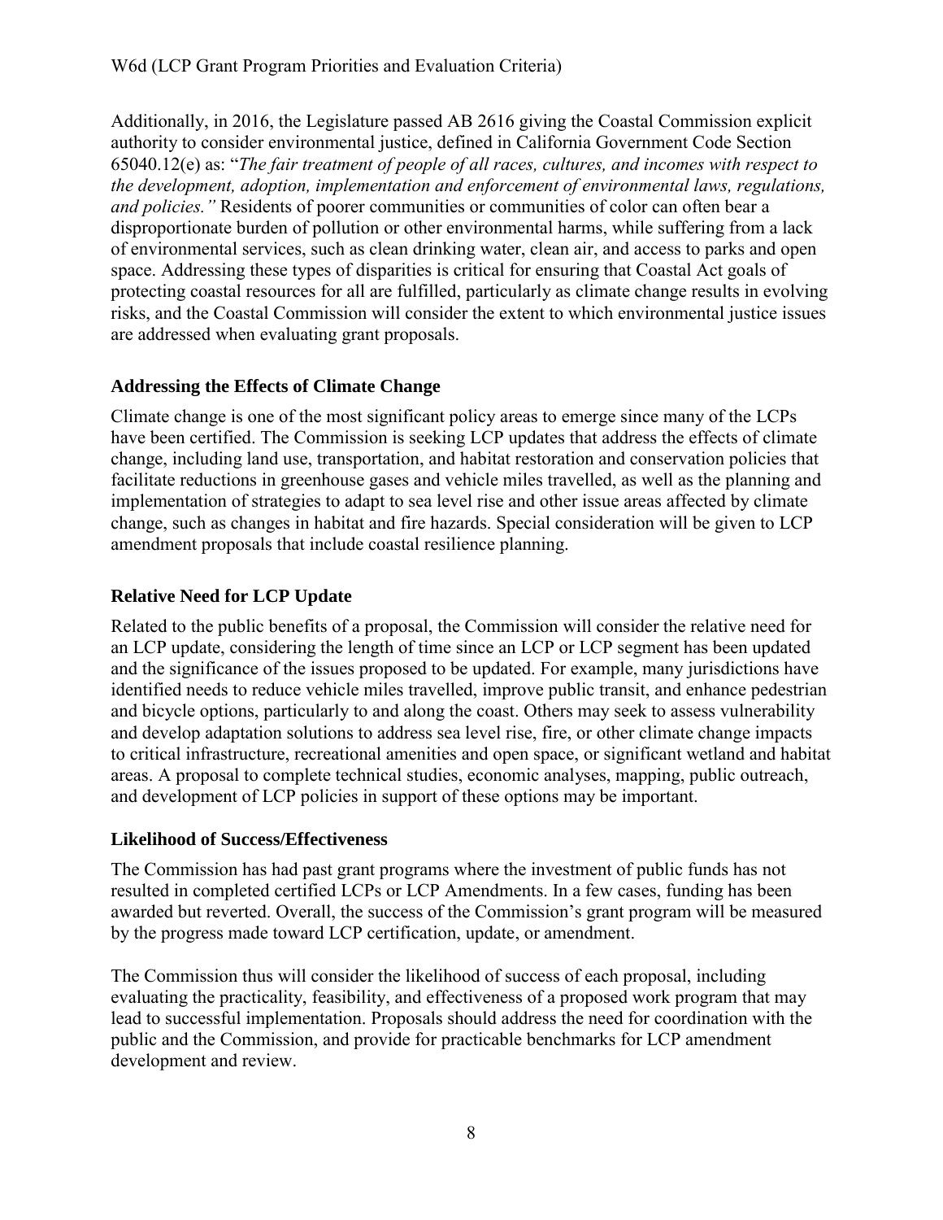Additionally, in 2016, the Legislature passed AB 2616 giving the Coastal Commission explicit authority to consider environmental justice, defined in California Government Code Section 65040.12(e) as: "*The fair treatment of people of all races, cultures, and incomes with respect to the development, adoption, implementation and enforcement of environmental laws, regulations, and policies.*" Residents of poorer communities or communities of color can often bear a disproportionate burden of pollution or other environmental harms, while suffering from a lack of environmental services, such as clean drinking water, clean air, and access to parks and open space. Addressing these types of disparities is critical for ensuring that Coastal Act goals of protecting coastal resources for all are fulfilled, particularly as climate change results in evolving risks, and the Coastal Commission will consider the extent to which environmental justice issues are addressed when evaluating grant proposals.

### Addressing the Effects of Climate Change

Climate change is one of the most significant policy areas to emerge since many of the LCPs have been certified. The Commission is seeking LCP updates that address the effects of climate change, including land use, transportation, and habitat restoration and conservation policies that facilitate reductions in greenhouse gases and vehicle miles travelled, as well as the planning and implementation of strategies to adapt to sea level rise and other issue areas affected by climate change, such as changes in habitat and fire hazards. Special consideration will be given to LCP amendment proposals that include coastal resilience planning.

### Relative Need for LCP Update

Related to the public benefits of a proposal, the Commission will consider the relative need for an LCP update, considering the length of time since an LCP or LCP segment has been updated and the significance of the issues proposed to be updated. For example, many jurisdictions have identified needs to reduce vehicle miles travelled, improve public transit, and enhance pedestrian and bicycle options, particularly to and along the coast. Others may seek to assess vulnerability and develop adaptation solutions to address sea level rise, fire, or other climate change impacts to critical infrastructure, recreational amenities and open space, or significant wetland and habitat areas. A proposal to complete technical studies, economic analyses, mapping, public outreach, and development of LCP policies in support of these options may be important.

### Likelihood of Success/Effectiveness

The Commission has had past grant programs where the investment of public funds has not resulted in completed certified LCPs or LCP Amendments. In a few cases, funding has been awarded but reverted. Overall, the success of the Commission's grant program will be measured by the progress made toward LCP certification, update, or amendment.

The Commission thus will consider the likelihood of success of each proposal, including evaluating the practicality, feasibility, and effectiveness of a proposed work program that may lead to successful implementation. Proposals should address the need for coordination with the public and the Commission, and provide for practicable benchmarks for LCP amendment development and review.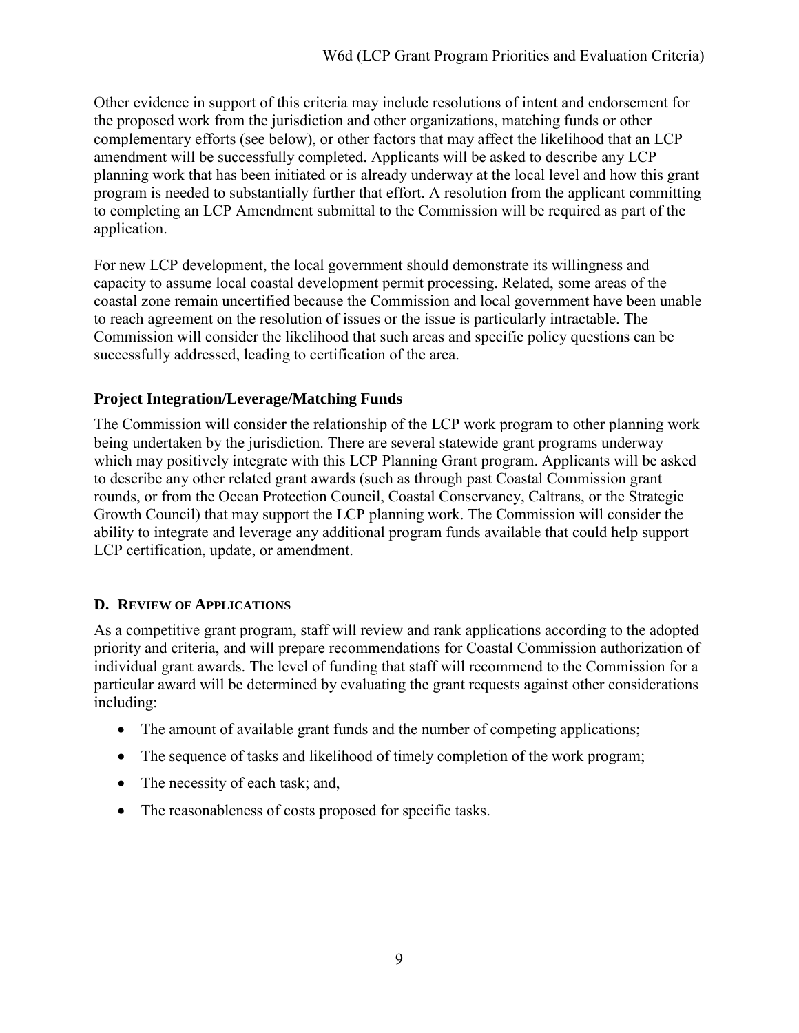Other evidence in support of this criteria may include resolutions of intent and endorsement for the proposed work from the jurisdiction and other organizations, matching funds or other complementary efforts (see below), or other factors that may affect the likelihood that an LCP amendment will be successfully completed. Applicants will be asked to describe any LCP planning work that has been initiated or is already underway at the local level and how this grant program is needed to substantially further that effort. A resolution from the applicant committing to completing an LCP Amendment submittal to the Commission will be required as part of the application.

For new LCP development, the local government should demonstrate its willingness and capacity to assume local coastal development permit processing. Related, some areas of the coastal zone remain uncertified because the Commission and local government have been unable to reach agreement on the resolution of issues or the issue is particularly intractable. The Commission will consider the likelihood that such areas and specific policy questions can be successfully addressed, leading to certification of the area.

### Project Integration/Leverage/Matching Funds

The Commission will consider the relationship of the LCP work program to other planning work being undertaken by the jurisdiction. There are several statewide grant programs underway which may positively integrate with this LCP Planning Grant program. Applicants will be asked to describe any other related grant awards (such as through past Coastal Commission grant rounds, or from the Ocean Protection Council, Coastal Conservancy, Caltrans, or the Strategic Growth Council) that may support the LCP planning work. The Commission will consider the ability to integrate and leverage any additional program funds available that could help support LCP certification, update, or amendment.

## D. Review of Applications

As a competitive grant program, staff will review and rank applications according to the adopted priority and criteria, and will prepare recommendations for Coastal Commission authorization of individual grant awards. The level of funding that staff will recommend to the Commission for a particular award will be determined by evaluating the grant requests against other considerations including:

- The amount of available grant funds and the number of competing applications;
- The sequence of tasks and likelihood of timely completion of the work program;
- The necessity of each task; and,
- The reasonableness of costs proposed for specific tasks.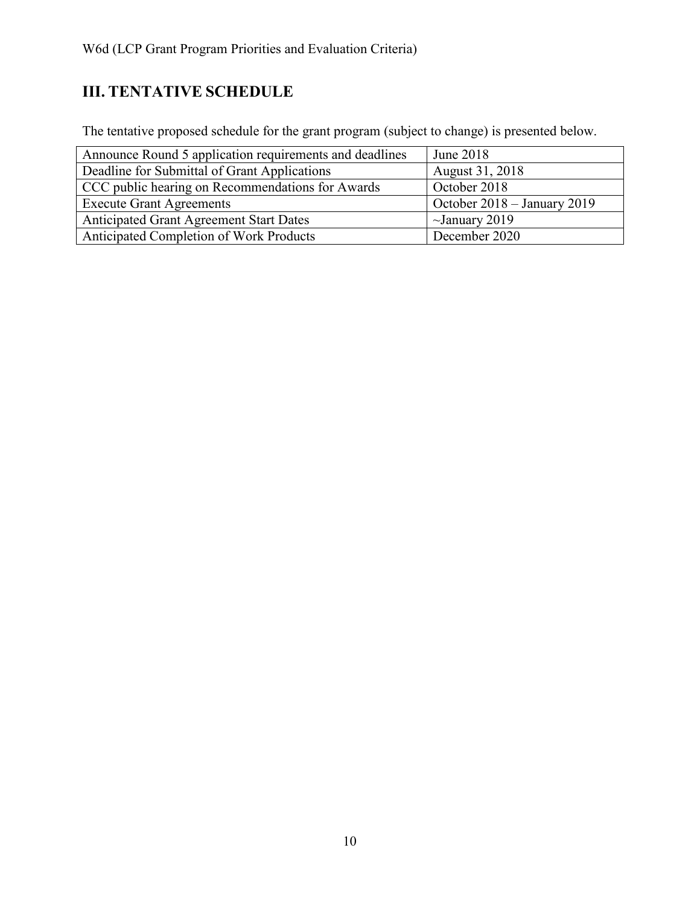## III. TENTATIVE SCHEDULE

The tentative proposed schedule for the grant program (subject to change) is presented below.

| | |
|---|---|
| Announce Round 5 application requirements and deadlines | June 2018 |
| Deadline for Submittal of Grant Applications | August 31, 2018 |
| CCC public hearing on Recommendations for Awards | October 2018 |
| Execute Grant Agreements | October 2018 – January 2019 |
| Anticipated Grant Agreement Start Dates | ~January 2019 |
| Anticipated Completion of Work Products | December 2020 |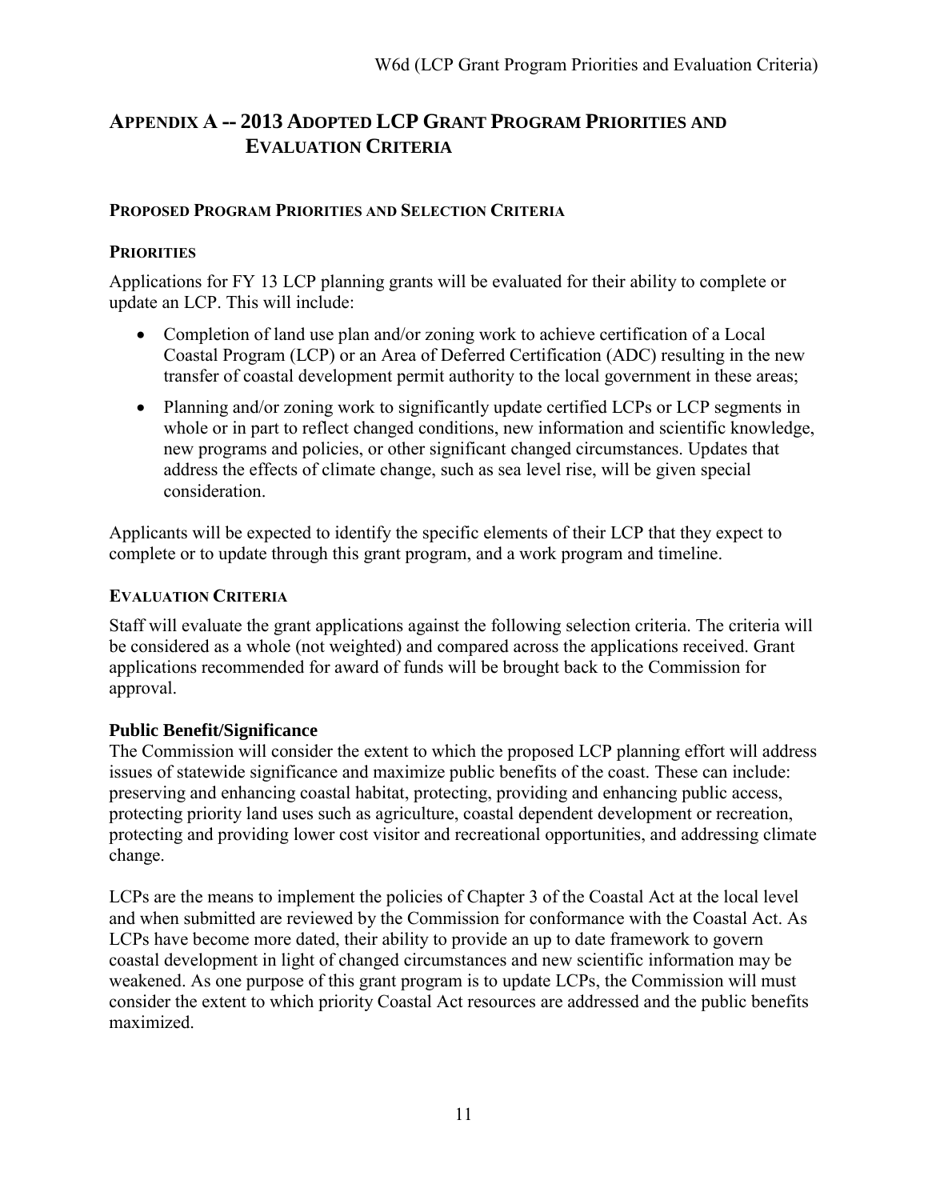## Appendix A -- 2013 Adopted LCP Grant Program Priorities and Evaluation Criteria

### Proposed Program Priorities and Selection Criteria

### Priorities

Applications for FY 13 LCP planning grants will be evaluated for their ability to complete or update an LCP. This will include:

- Completion of land use plan and/or zoning work to achieve certification of a Local Coastal Program (LCP) or an Area of Deferred Certification (ADC) resulting in the new transfer of coastal development permit authority to the local government in these areas;
- Planning and/or zoning work to significantly update certified LCPs or LCP segments in whole or in part to reflect changed conditions, new information and scientific knowledge, new programs and policies, or other significant changed circumstances. Updates that address the effects of climate change, such as sea level rise, will be given special consideration.

Applicants will be expected to identify the specific elements of their LCP that they expect to complete or to update through this grant program, and a work program and timeline.

### Evaluation Criteria

Staff will evaluate the grant applications against the following selection criteria. The criteria will be considered as a whole (not weighted) and compared across the applications received. Grant applications recommended for award of funds will be brought back to the Commission for approval.

**Public Benefit/Significance**

The Commission will consider the extent to which the proposed LCP planning effort will address issues of statewide significance and maximize public benefits of the coast. These can include: preserving and enhancing coastal habitat, protecting, providing and enhancing public access, protecting priority land uses such as agriculture, coastal dependent development or recreation, protecting and providing lower cost visitor and recreational opportunities, and addressing climate change.

LCPs are the means to implement the policies of Chapter 3 of the Coastal Act at the local level and when submitted are reviewed by the Commission for conformance with the Coastal Act. As LCPs have become more dated, their ability to provide an up to date framework to govern coastal development in light of changed circumstances and new scientific information may be weakened. As one purpose of this grant program is to update LCPs, the Commission will must consider the extent to which priority Coastal Act resources are addressed and the public benefits maximized.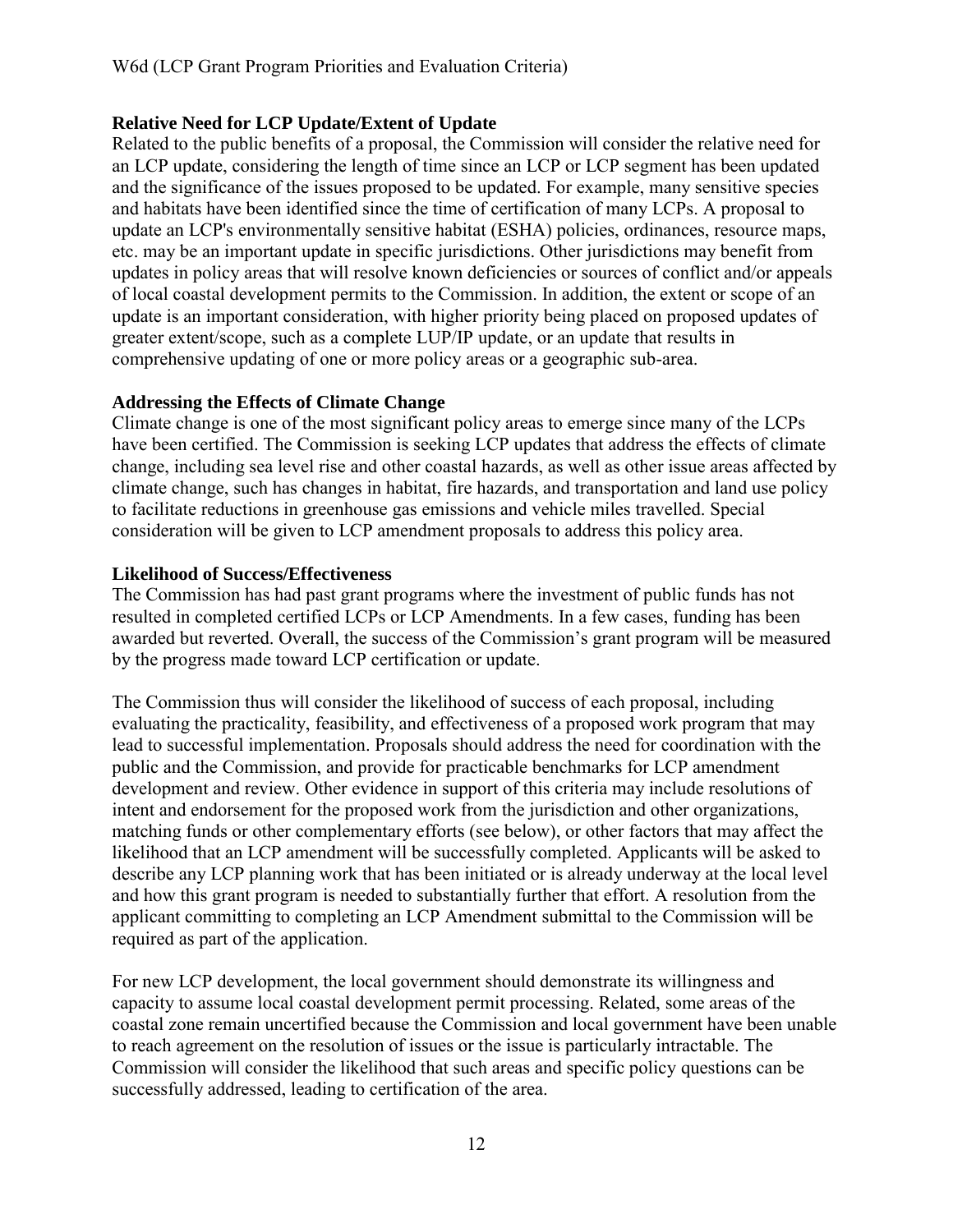### Relative Need for LCP Update/Extent of Update

Related to the public benefits of a proposal, the Commission will consider the relative need for an LCP update, considering the length of time since an LCP or LCP segment has been updated and the significance of the issues proposed to be updated. For example, many sensitive species and habitats have been identified since the time of certification of many LCPs. A proposal to update an LCP's environmentally sensitive habitat (ESHA) policies, ordinances, resource maps, etc. may be an important update in specific jurisdictions. Other jurisdictions may benefit from updates in policy areas that will resolve known deficiencies or sources of conflict and/or appeals of local coastal development permits to the Commission. In addition, the extent or scope of an update is an important consideration, with higher priority being placed on proposed updates of greater extent/scope, such as a complete LUP/IP update, or an update that results in comprehensive updating of one or more policy areas or a geographic sub-area.

### Addressing the Effects of Climate Change

Climate change is one of the most significant policy areas to emerge since many of the LCPs have been certified. The Commission is seeking LCP updates that address the effects of climate change, including sea level rise and other coastal hazards, as well as other issue areas affected by climate change, such has changes in habitat, fire hazards, and transportation and land use policy to facilitate reductions in greenhouse gas emissions and vehicle miles travelled. Special consideration will be given to LCP amendment proposals to address this policy area.

### Likelihood of Success/Effectiveness

The Commission has had past grant programs where the investment of public funds has not resulted in completed certified LCPs or LCP Amendments. In a few cases, funding has been awarded but reverted. Overall, the success of the Commission's grant program will be measured by the progress made toward LCP certification or update.

The Commission thus will consider the likelihood of success of each proposal, including evaluating the practicality, feasibility, and effectiveness of a proposed work program that may lead to successful implementation. Proposals should address the need for coordination with the public and the Commission, and provide for practicable benchmarks for LCP amendment development and review. Other evidence in support of this criteria may include resolutions of intent and endorsement for the proposed work from the jurisdiction and other organizations, matching funds or other complementary efforts (see below), or other factors that may affect the likelihood that an LCP amendment will be successfully completed. Applicants will be asked to describe any LCP planning work that has been initiated or is already underway at the local level and how this grant program is needed to substantially further that effort. A resolution from the applicant committing to completing an LCP Amendment submittal to the Commission will be required as part of the application.

For new LCP development, the local government should demonstrate its willingness and capacity to assume local coastal development permit processing. Related, some areas of the coastal zone remain uncertified because the Commission and local government have been unable to reach agreement on the resolution of issues or the issue is particularly intractable. The Commission will consider the likelihood that such areas and specific policy questions can be successfully addressed, leading to certification of the area.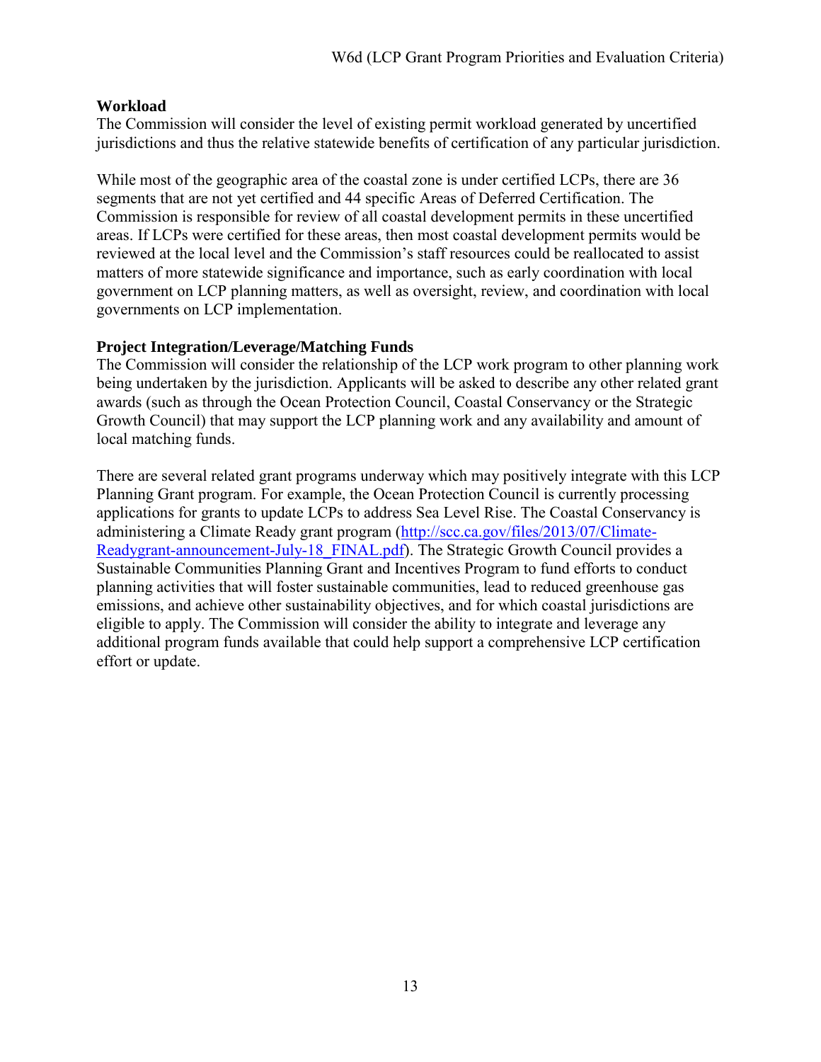**Workload**

The Commission will consider the level of existing permit workload generated by uncertified jurisdictions and thus the relative statewide benefits of certification of any particular jurisdiction.

While most of the geographic area of the coastal zone is under certified LCPs, there are 36 segments that are not yet certified and 44 specific Areas of Deferred Certification. The Commission is responsible for review of all coastal development permits in these uncertified areas. If LCPs were certified for these areas, then most coastal development permits would be reviewed at the local level and the Commission's staff resources could be reallocated to assist matters of more statewide significance and importance, such as early coordination with local government on LCP planning matters, as well as oversight, review, and coordination with local governments on LCP implementation.

**Project Integration/Leverage/Matching Funds**

The Commission will consider the relationship of the LCP work program to other planning work being undertaken by the jurisdiction. Applicants will be asked to describe any other related grant awards (such as through the Ocean Protection Council, Coastal Conservancy or the Strategic Growth Council) that may support the LCP planning work and any availability and amount of local matching funds.

There are several related grant programs underway which may positively integrate with this LCP Planning Grant program. For example, the Ocean Protection Council is currently processing applications for grants to update LCPs to address Sea Level Rise. The Coastal Conservancy is administering a Climate Ready grant program (http://scc.ca.gov/files/2013/07/Climate-Readygrant-announcement-July-18_FINAL.pdf). The Strategic Growth Council provides a Sustainable Communities Planning Grant and Incentives Program to fund efforts to conduct planning activities that will foster sustainable communities, lead to reduced greenhouse gas emissions, and achieve other sustainability objectives, and for which coastal jurisdictions are eligible to apply. The Commission will consider the ability to integrate and leverage any additional program funds available that could help support a comprehensive LCP certification effort or update.